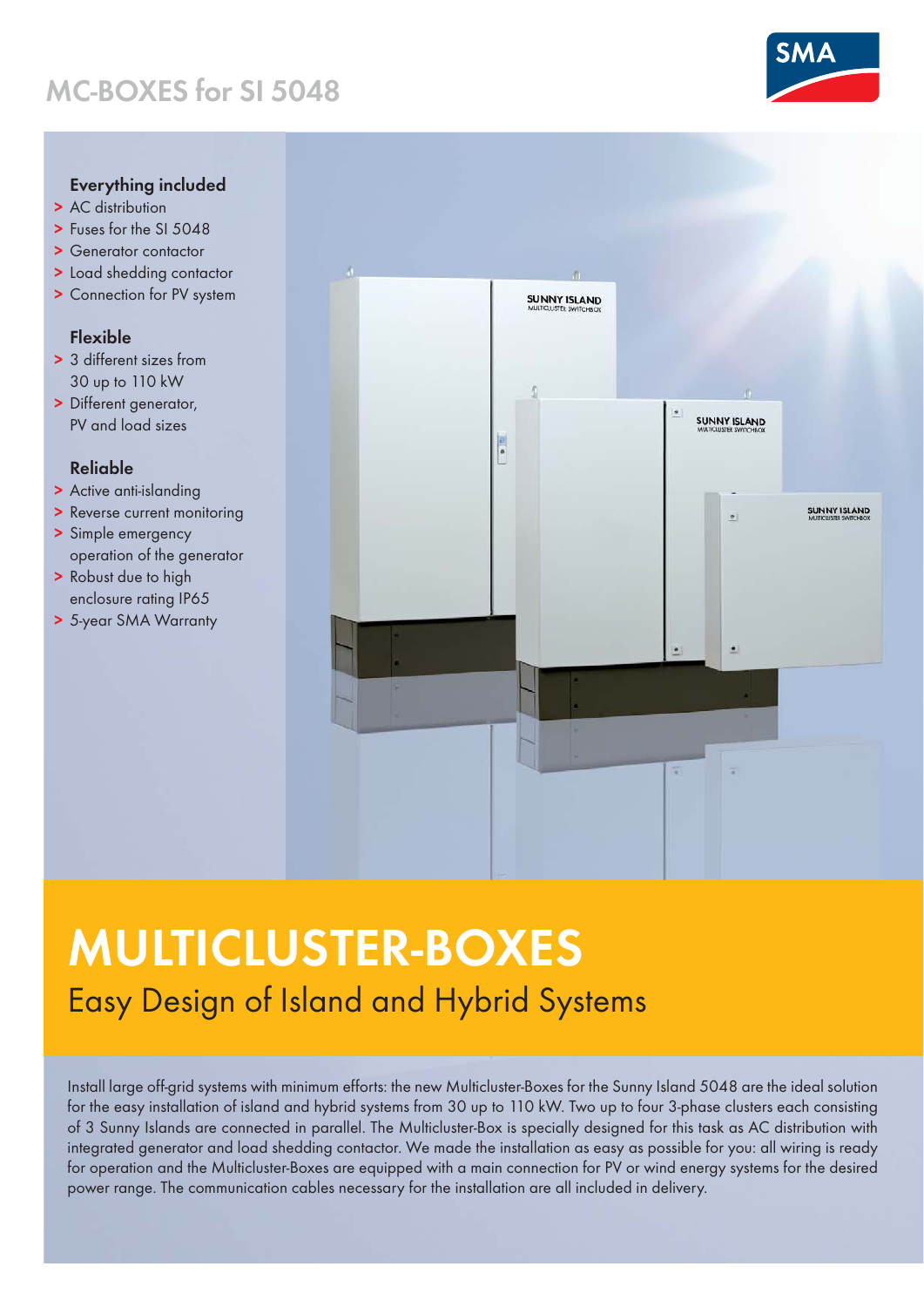# MC-BOXES for SI 5048

### Everything included

- AC distribution
- Fuses for the SI 5048
- Generator contactor
- Load shedding contactor
- Connection for PV system

### Flexible

- 3 different sizes from 30 up to 110 kW
- Different generator, PV and load sizes

### Reliable

- Active anti-islanding
- Reverse current monitoring
- Simple emergency operation of the generator
- Robust due to high enclosure rating IP65
- 5-year SMA Warranty

# MULTICLUSTER-BOXES

## Easy Design of Island and Hybrid Systems

Install large off-grid systems with minimum efforts: the new Multicluster-Boxes for the Sunny Island 5048 are the ideal solution for the easy installation of island and hybrid systems from 30 up to 110 kW. Two up to four 3-phase clusters each consisting of 3 Sunny Islands are connected in parallel. The Multicluster-Box is specially designed for this task as AC distribution with integrated generator and load shedding contactor. We made the installation as easy as possible for you: all wiring is ready for operation and the Multicluster-Boxes are equipped with a main connection for PV or wind energy systems for the desired power range. The communication cables necessary for the installation are all included in delivery.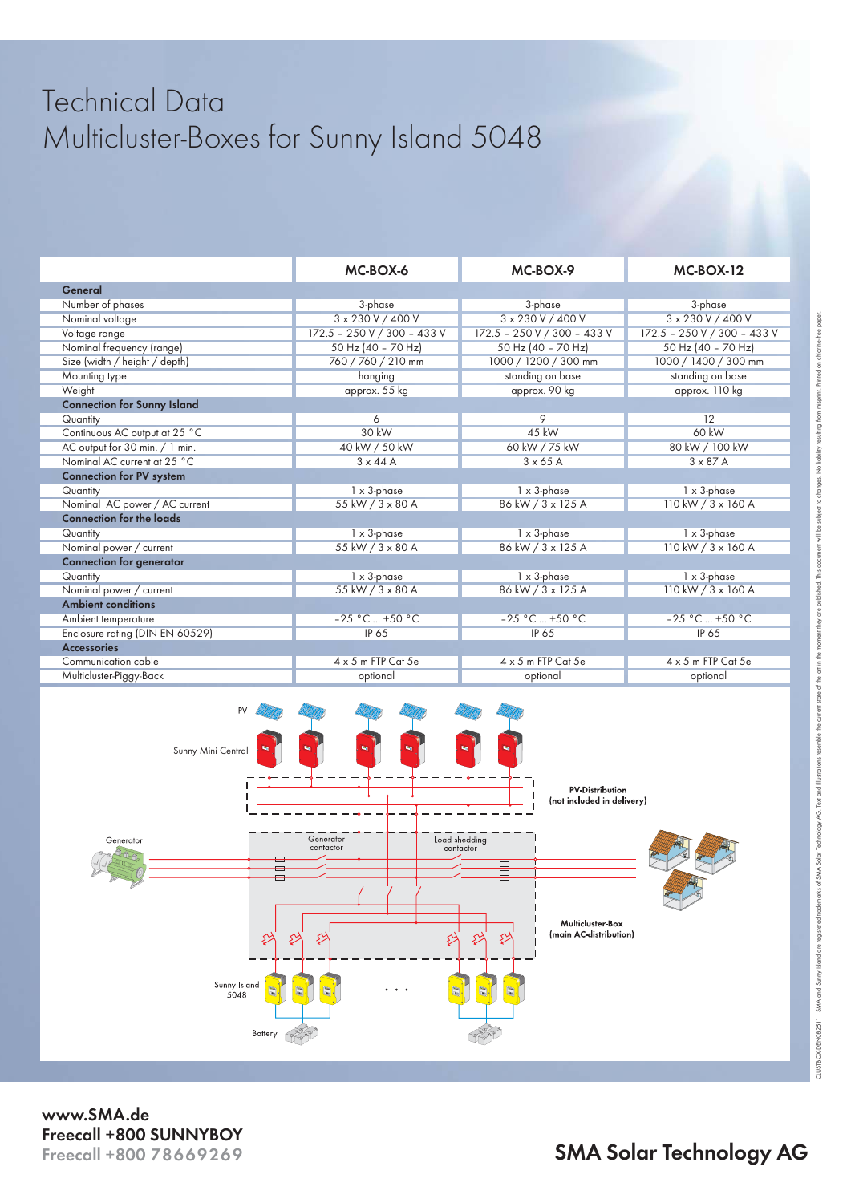# Technical Data
## Multicluster-Boxes for Sunny Island 5048

| | MC-BOX-6 | MC-BOX-9 | MC-BOX-12 |
|---|---|---|---|
| **General** | | | |
| Number of phases | 3-phase | 3-phase | 3-phase |
| Nominal voltage | 3 x 230 V / 400 V | 3 x 230 V / 400 V | 3 x 230 V / 400 V |
| Voltage range | 172.5 – 250 V / 300 – 433 V | 172.5 – 250 V / 300 – 433 V | 172.5 – 250 V / 300 – 433 V |
| Nominal frequency (range) | 50 Hz (40 – 70 Hz) | 50 Hz (40 – 70 Hz) | 50 Hz (40 – 70 Hz) |
| Size (width / height / depth) | 760 / 760 / 210 mm | 1000 / 1200 / 300 mm | 1000 / 1400 / 300 mm |
| Mounting type | hanging | standing on base | standing on base |
| Weight | approx. 55 kg | approx. 90 kg | approx. 110 kg |
| **Connection for Sunny Island** | | | |
| Quantity | 6 | 9 | 12 |
| Continuous AC output at 25 °C | 30 kW | 45 kW | 60 kW |
| AC output for 30 min. / 1 min. | 40 kW / 50 kW | 60 kW / 75 kW | 80 kW / 100 kW |
| Nominal AC current at 25 °C | 3 x 44 A | 3 x 65 A | 3 x 87 A |
| **Connection for PV system** | | | |
| Quantity | 1 x 3-phase | 1 x 3-phase | 1 x 3-phase |
| Nominal AC power / AC current | 55 kW / 3 x 80 A | 86 kW / 3 x 125 A | 110 kW / 3 x 160 A |
| **Connection for the loads** | | | |
| Quantity | 1 x 3-phase | 1 x 3-phase | 1 x 3-phase |
| Nominal power / current | 55 kW / 3 x 80 A | 86 kW / 3 x 125 A | 110 kW / 3 x 160 A |
| **Connection for generator** | | | |
| Quantity | 1 x 3-phase | 1 x 3-phase | 1 x 3-phase |
| Nominal power / current | 55 kW / 3 x 80 A | 86 kW / 3 x 125 A | 110 kW / 3 x 160 A |
| **Ambient conditions** | | | |
| Ambient temperature | -25 °C ... +50 °C | -25 °C ... +50 °C | -25 °C ... +50 °C |
| Enclosure rating (DIN EN 60529) | IP 65 | IP 65 | IP 65 |
| **Accessories** | | | |
| Communication cable | 4 x 5 m FTP Cat 5e | 4 x 5 m FTP Cat 5e | 4 x 5 m FTP Cat 5e |
| Multicluster-Piggy-Back | optional | optional | optional |

PV

Sunny Mini Central

PV-Distribution
(not included in delivery)

Generator

Generator contactor

Load shedding contactor

Multicluster-Box
(main AC-distribution)

Sunny Island 5048

Battery

CLUSTER-DEN082511 · SMA and Sunny Island are registered trademarks of SMA Solar Technology AG. Text and illustrations reemble the current state of the art in the moment they are published. This document will be subject to changes. No liability resulting from misprint. Printed on chlorine-free paper.

**www.SMA.de**
**Freecall +800 SUNNYBOY**
**Freecall +800 78669269**

**SMA Solar Technology AG**